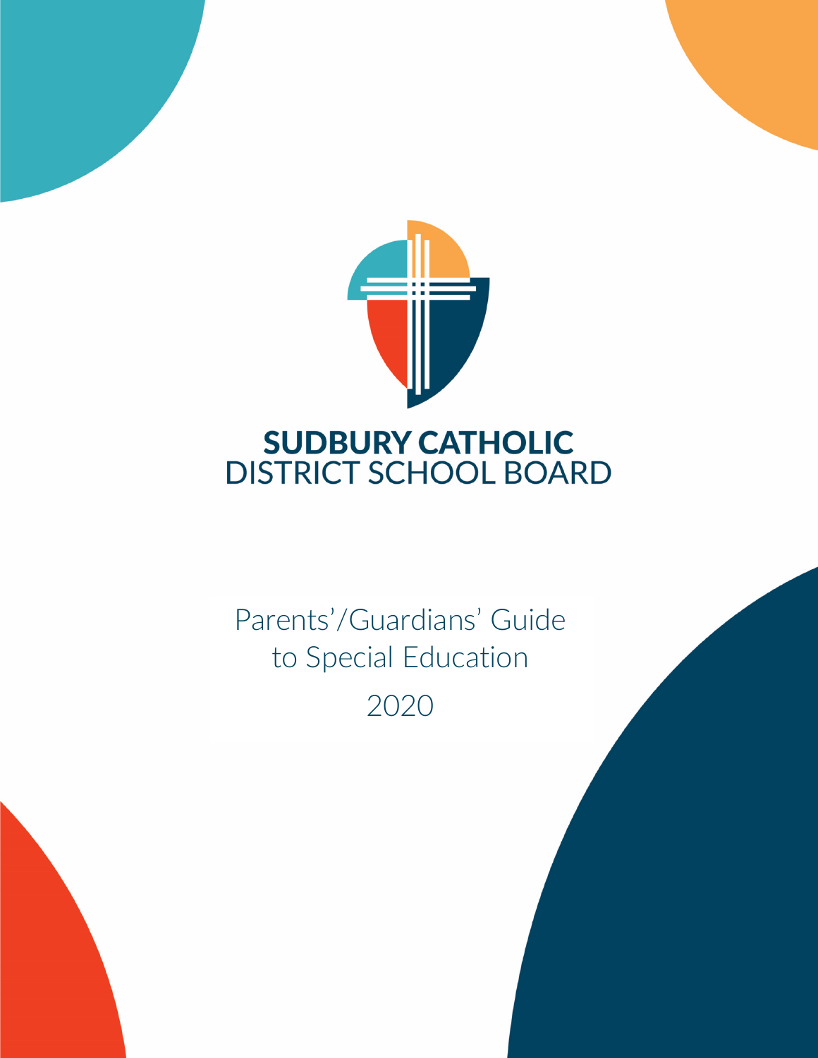# SUDBURY CATHOLIC DISTRICT SCHOOL BOARD

## Parents'/Guardians' Guide to Special Education

2020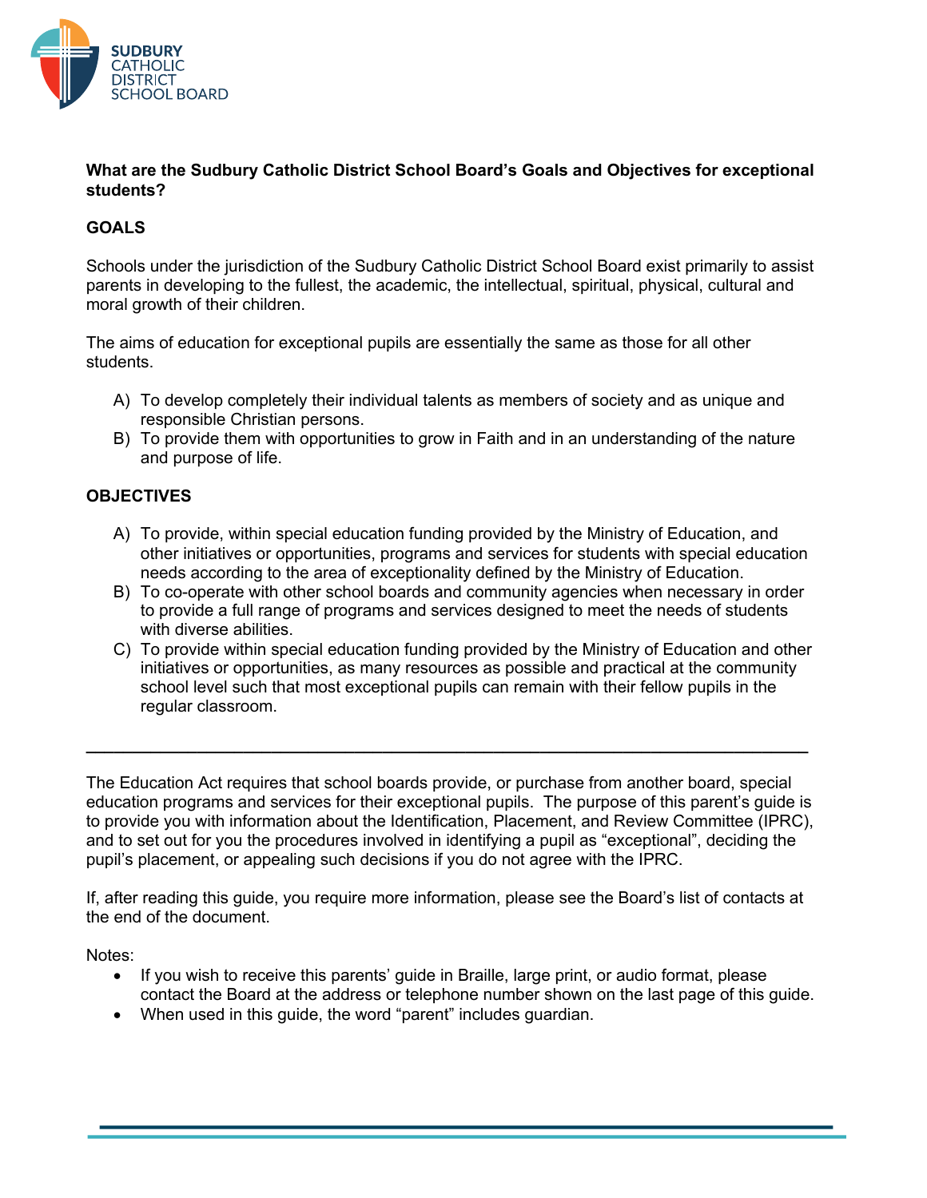**What are the Sudbury Catholic District School Board's Goals and Objectives for exceptional students?**

**GOALS**

Schools under the jurisdiction of the Sudbury Catholic District School Board exist primarily to assist parents in developing to the fullest, the academic, the intellectual, spiritual, physical, cultural and moral growth of their children.

The aims of education for exceptional pupils are essentially the same as those for all other students.

A) To develop completely their individual talents as members of society and as unique and responsible Christian persons.
B) To provide them with opportunities to grow in Faith and in an understanding of the nature and purpose of life.

**OBJECTIVES**

A) To provide, within special education funding provided by the Ministry of Education, and other initiatives or opportunities, programs and services for students with special education needs according to the area of exceptionality defined by the Ministry of Education.
B) To co-operate with other school boards and community agencies when necessary in order to provide a full range of programs and services designed to meet the needs of students with diverse abilities.
C) To provide within special education funding provided by the Ministry of Education and other initiatives or opportunities, as many resources as possible and practical at the community school level such that most exceptional pupils can remain with their fellow pupils in the regular classroom.

---

The Education Act requires that school boards provide, or purchase from another board, special education programs and services for their exceptional pupils. The purpose of this parent's guide is to provide you with information about the Identification, Placement, and Review Committee (IPRC), and to set out for you the procedures involved in identifying a pupil as "exceptional", deciding the pupil's placement, or appealing such decisions if you do not agree with the IPRC.

If, after reading this guide, you require more information, please see the Board's list of contacts at the end of the document.

Notes:

- If you wish to receive this parents' guide in Braille, large print, or audio format, please contact the Board at the address or telephone number shown on the last page of this guide.
- When used in this guide, the word "parent" includes guardian.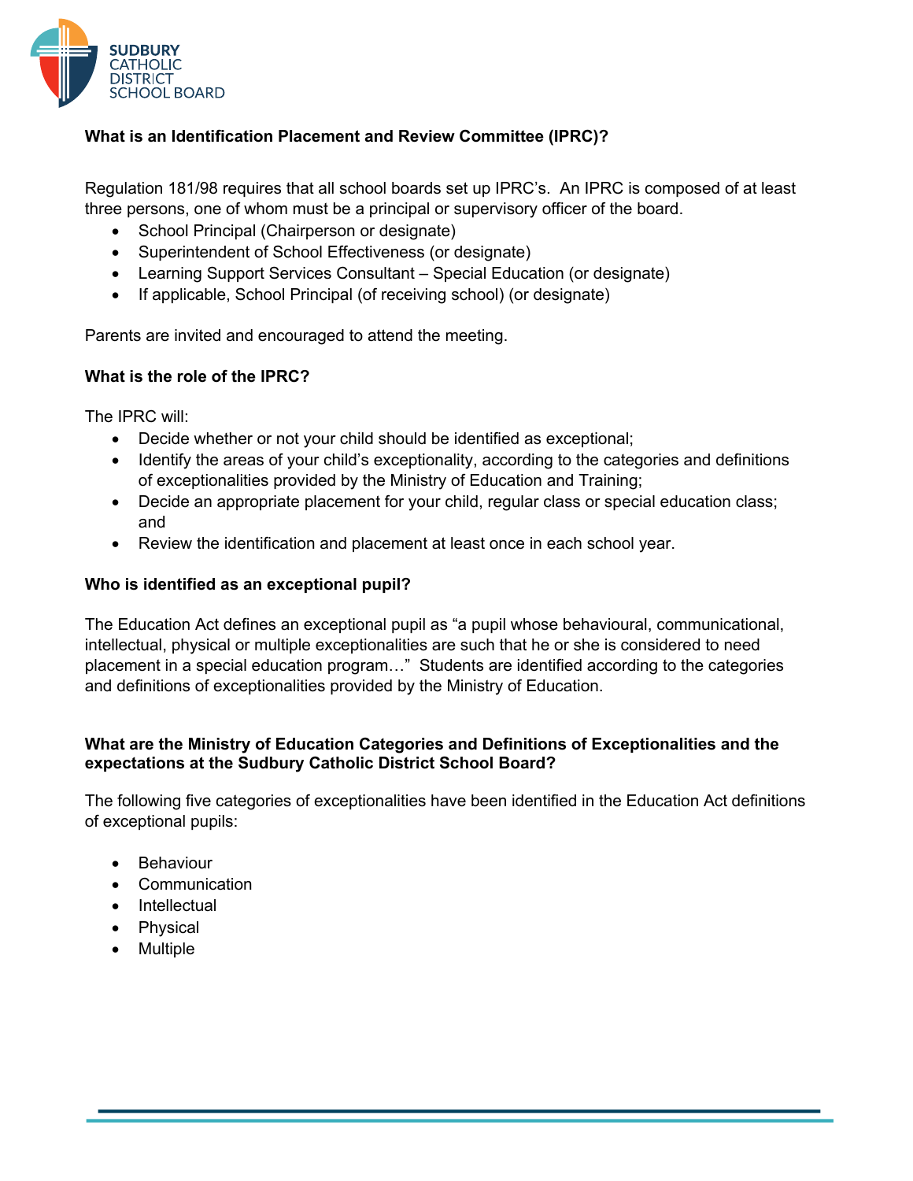### What is an Identification Placement and Review Committee (IPRC)?

Regulation 181/98 requires that all school boards set up IPRC's. An IPRC is composed of at least three persons, one of whom must be a principal or supervisory officer of the board.

- School Principal (Chairperson or designate)
- Superintendent of School Effectiveness (or designate)
- Learning Support Services Consultant – Special Education (or designate)
- If applicable, School Principal (of receiving school) (or designate)

Parents are invited and encouraged to attend the meeting.

### What is the role of the IPRC?

The IPRC will:

- Decide whether or not your child should be identified as exceptional;
- Identify the areas of your child's exceptionality, according to the categories and definitions of exceptionalities provided by the Ministry of Education and Training;
- Decide an appropriate placement for your child, regular class or special education class; and
- Review the identification and placement at least once in each school year.

### Who is identified as an exceptional pupil?

The Education Act defines an exceptional pupil as "a pupil whose behavioural, communicational, intellectual, physical or multiple exceptionalities are such that he or she is considered to need placement in a special education program…" Students are identified according to the categories and definitions of exceptionalities provided by the Ministry of Education.

### What are the Ministry of Education Categories and Definitions of Exceptionalities and the expectations at the Sudbury Catholic District School Board?

The following five categories of exceptionalities have been identified in the Education Act definitions of exceptional pupils:

- Behaviour
- Communication
- Intellectual
- Physical
- Multiple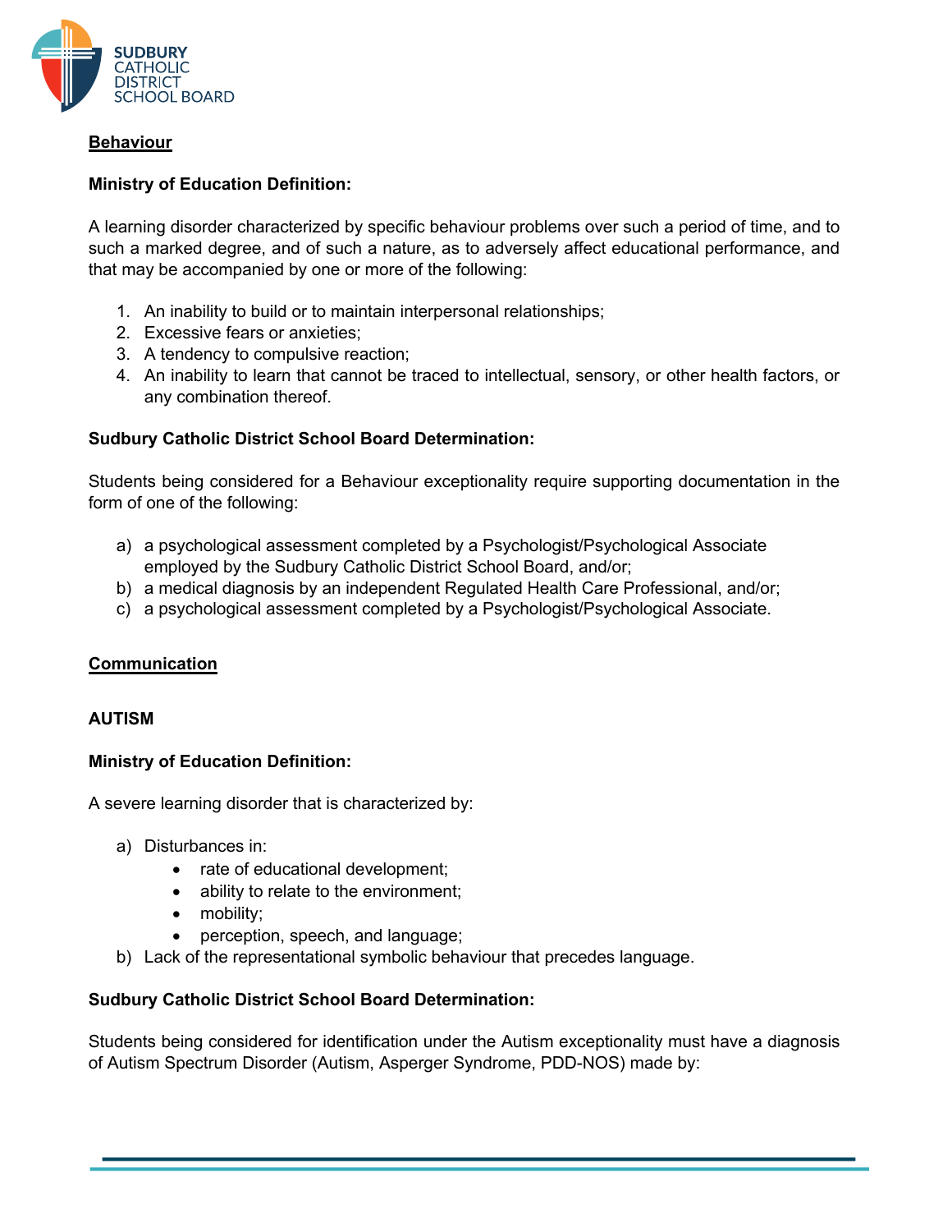## Behaviour

**Ministry of Education Definition:**

A learning disorder characterized by specific behaviour problems over such a period of time, and to such a marked degree, and of such a nature, as to adversely affect educational performance, and that may be accompanied by one or more of the following:

1. An inability to build or to maintain interpersonal relationships;
2. Excessive fears or anxieties;
3. A tendency to compulsive reaction;
4. An inability to learn that cannot be traced to intellectual, sensory, or other health factors, or any combination thereof.

**Sudbury Catholic District School Board Determination:**

Students being considered for a Behaviour exceptionality require supporting documentation in the form of one of the following:

a) a psychological assessment completed by a Psychologist/Psychological Associate employed by the Sudbury Catholic District School Board, and/or;
b) a medical diagnosis by an independent Regulated Health Care Professional, and/or;
c) a psychological assessment completed by a Psychologist/Psychological Associate.

## Communication

### AUTISM

**Ministry of Education Definition:**

A severe learning disorder that is characterized by:

a) Disturbances in:
   - rate of educational development;
   - ability to relate to the environment;
   - mobility;
   - perception, speech, and language;
b) Lack of the representational symbolic behaviour that precedes language.

**Sudbury Catholic District School Board Determination:**

Students being considered for identification under the Autism exceptionality must have a diagnosis of Autism Spectrum Disorder (Autism, Asperger Syndrome, PDD-NOS) made by: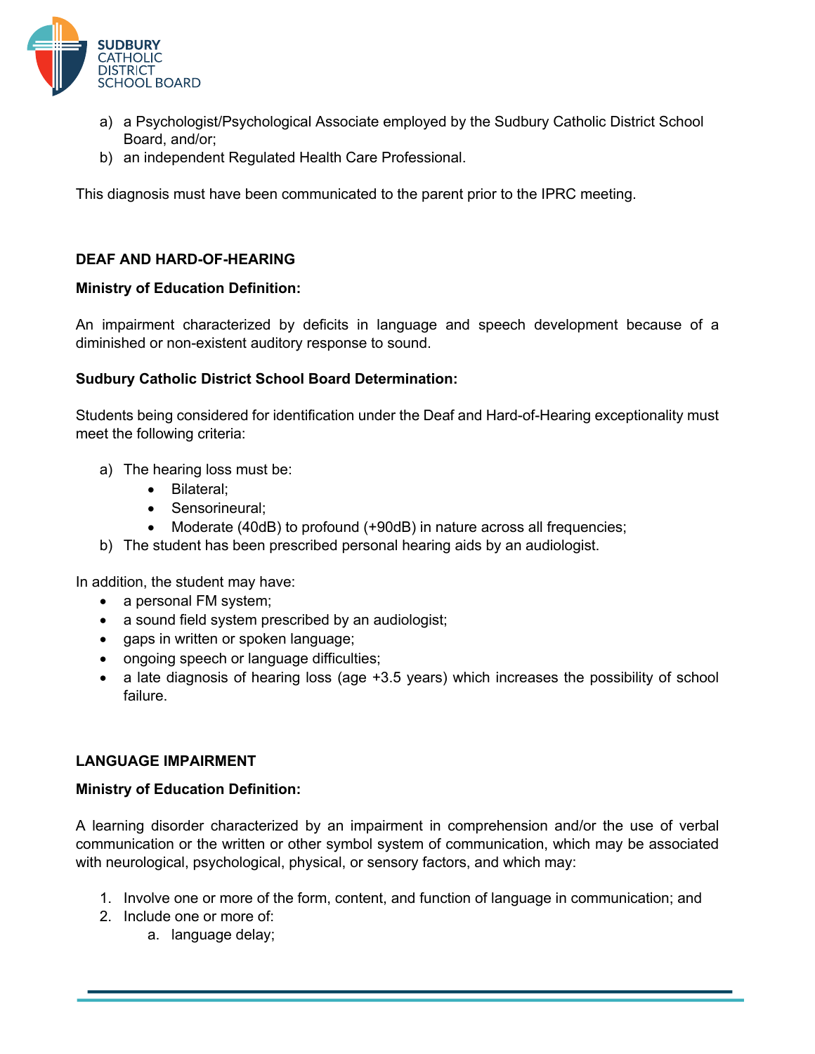a) a Psychologist/Psychological Associate employed by the Sudbury Catholic District School Board, and/or;
b) an independent Regulated Health Care Professional.

This diagnosis must have been communicated to the parent prior to the IPRC meeting.

### DEAF AND HARD-OF-HEARING

**Ministry of Education Definition:**

An impairment characterized by deficits in language and speech development because of a diminished or non-existent auditory response to sound.

**Sudbury Catholic District School Board Determination:**

Students being considered for identification under the Deaf and Hard-of-Hearing exceptionality must meet the following criteria:

a) The hearing loss must be:
   - Bilateral;
   - Sensorineural;
   - Moderate (40dB) to profound (+90dB) in nature across all frequencies;

b) The student has been prescribed personal hearing aids by an audiologist.

In addition, the student may have:

- a personal FM system;
- a sound field system prescribed by an audiologist;
- gaps in written or spoken language;
- ongoing speech or language difficulties;
- a late diagnosis of hearing loss (age +3.5 years) which increases the possibility of school failure.

### LANGUAGE IMPAIRMENT

**Ministry of Education Definition:**

A learning disorder characterized by an impairment in comprehension and/or the use of verbal communication or the written or other symbol system of communication, which may be associated with neurological, psychological, physical, or sensory factors, and which may:

1. Involve one or more of the form, content, and function of language in communication; and
2. Include one or more of:
   a. language delay;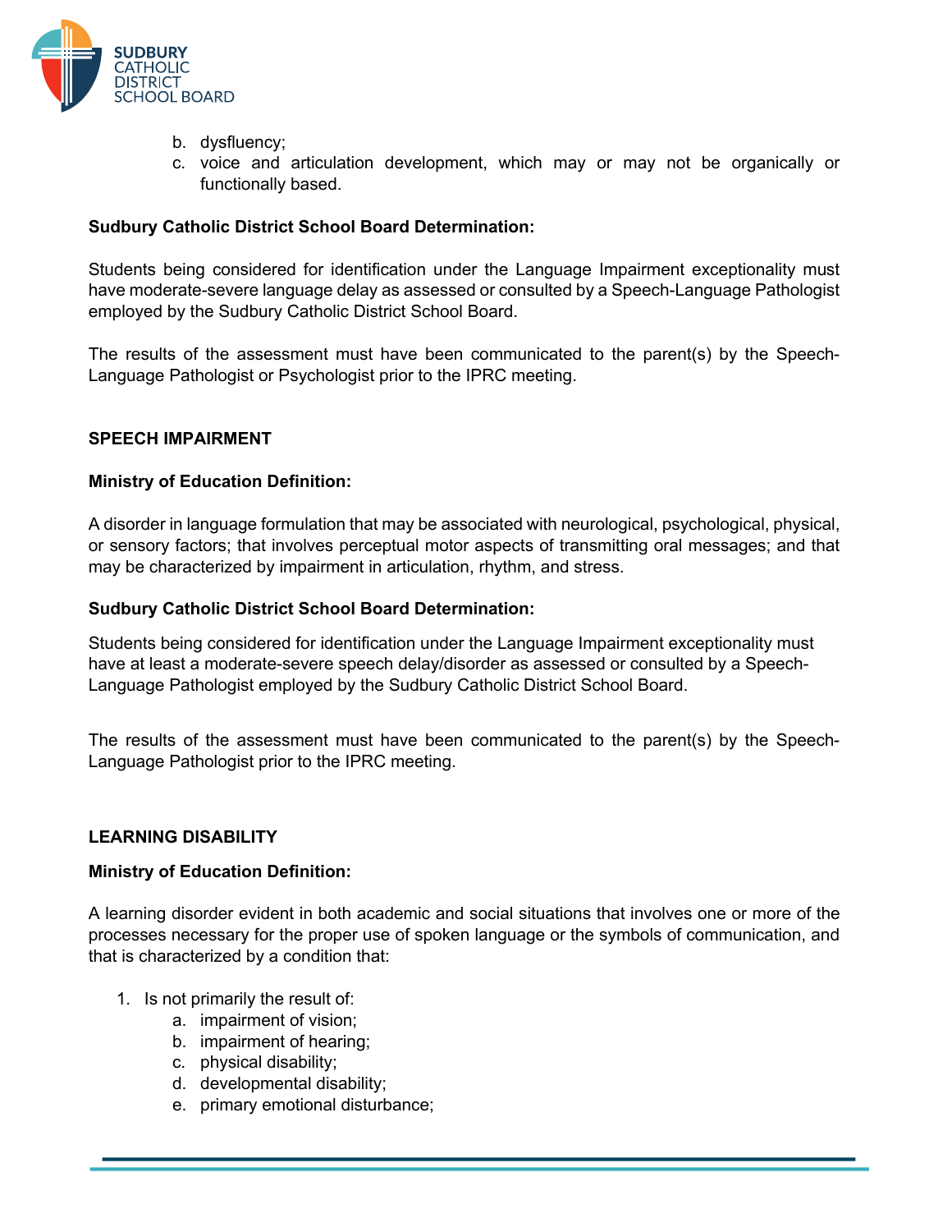b. dysfluency;
c. voice and articulation development, which may or may not be organically or functionally based.

**Sudbury Catholic District School Board Determination:**

Students being considered for identification under the Language Impairment exceptionality must have moderate-severe language delay as assessed or consulted by a Speech-Language Pathologist employed by the Sudbury Catholic District School Board.

The results of the assessment must have been communicated to the parent(s) by the Speech-Language Pathologist or Psychologist prior to the IPRC meeting.

## SPEECH IMPAIRMENT

**Ministry of Education Definition:**

A disorder in language formulation that may be associated with neurological, psychological, physical, or sensory factors; that involves perceptual motor aspects of transmitting oral messages; and that may be characterized by impairment in articulation, rhythm, and stress.

**Sudbury Catholic District School Board Determination:**

Students being considered for identification under the Language Impairment exceptionality must have at least a moderate-severe speech delay/disorder as assessed or consulted by a Speech-Language Pathologist employed by the Sudbury Catholic District School Board.

The results of the assessment must have been communicated to the parent(s) by the Speech-Language Pathologist prior to the IPRC meeting.

## LEARNING DISABILITY

**Ministry of Education Definition:**

A learning disorder evident in both academic and social situations that involves one or more of the processes necessary for the proper use of spoken language or the symbols of communication, and that is characterized by a condition that:

1. Is not primarily the result of:
   a. impairment of vision;
   b. impairment of hearing;
   c. physical disability;
   d. developmental disability;
   e. primary emotional disturbance;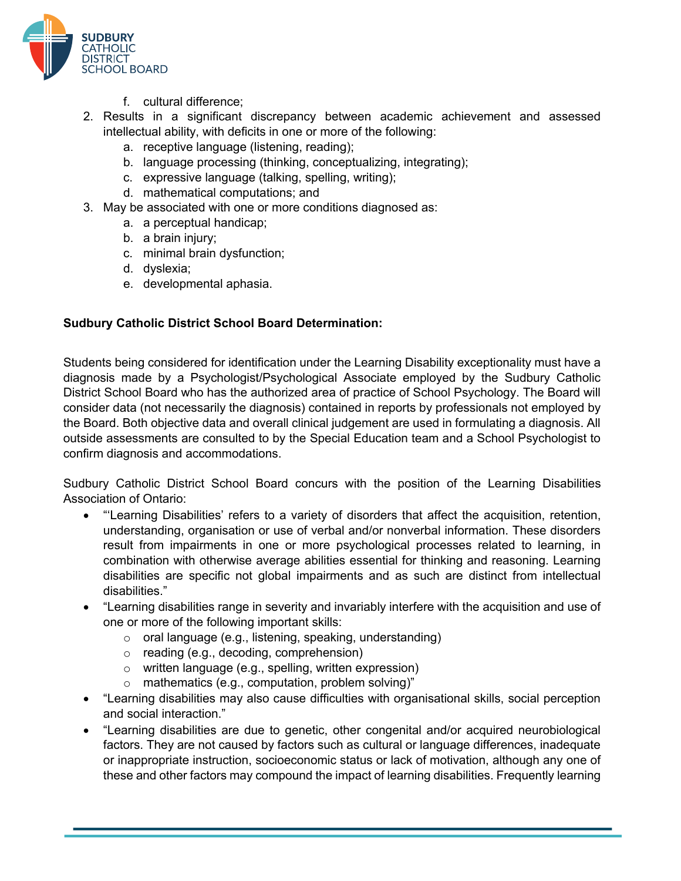f. cultural difference;
2. Results in a significant discrepancy between academic achievement and assessed intellectual ability, with deficits in one or more of the following:
    a. receptive language (listening, reading);
    b. language processing (thinking, conceptualizing, integrating);
    c. expressive language (talking, spelling, writing);
    d. mathematical computations; and
3. May be associated with one or more conditions diagnosed as:
    a. a perceptual handicap;
    b. a brain injury;
    c. minimal brain dysfunction;
    d. dyslexia;
    e. developmental aphasia.

**Sudbury Catholic District School Board Determination:**

Students being considered for identification under the Learning Disability exceptionality must have a diagnosis made by a Psychologist/Psychological Associate employed by the Sudbury Catholic District School Board who has the authorized area of practice of School Psychology. The Board will consider data (not necessarily the diagnosis) contained in reports by professionals not employed by the Board. Both objective data and overall clinical judgement are used in formulating a diagnosis. All outside assessments are consulted to by the Special Education team and a School Psychologist to confirm diagnosis and accommodations.

Sudbury Catholic District School Board concurs with the position of the Learning Disabilities Association of Ontario:

- "'Learning Disabilities' refers to a variety of disorders that affect the acquisition, retention, understanding, organisation or use of verbal and/or nonverbal information. These disorders result from impairments in one or more psychological processes related to learning, in combination with otherwise average abilities essential for thinking and reasoning. Learning disabilities are specific not global impairments and as such are distinct from intellectual disabilities."
- "Learning disabilities range in severity and invariably interfere with the acquisition and use of one or more of the following important skills:
    - oral language (e.g., listening, speaking, understanding)
    - reading (e.g., decoding, comprehension)
    - written language (e.g., spelling, written expression)
    - mathematics (e.g., computation, problem solving)"
- "Learning disabilities may also cause difficulties with organisational skills, social perception and social interaction."
- "Learning disabilities are due to genetic, other congenital and/or acquired neurobiological factors. They are not caused by factors such as cultural or language differences, inadequate or inappropriate instruction, socioeconomic status or lack of motivation, although any one of these and other factors may compound the impact of learning disabilities. Frequently learning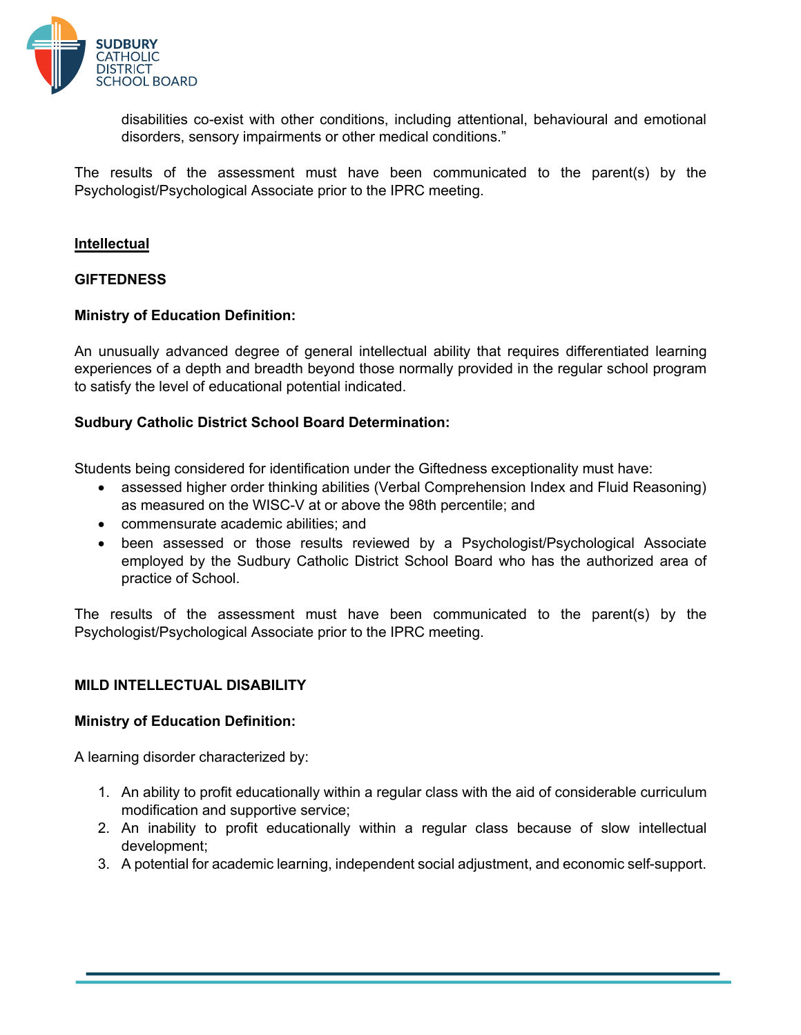disabilities co-exist with other conditions, including attentional, behavioural and emotional disorders, sensory impairments or other medical conditions."

The results of the assessment must have been communicated to the parent(s) by the Psychologist/Psychological Associate prior to the IPRC meeting.

## Intellectual

### GIFTEDNESS

**Ministry of Education Definition:**

An unusually advanced degree of general intellectual ability that requires differentiated learning experiences of a depth and breadth beyond those normally provided in the regular school program to satisfy the level of educational potential indicated.

**Sudbury Catholic District School Board Determination:**

Students being considered for identification under the Giftedness exceptionality must have:

- assessed higher order thinking abilities (Verbal Comprehension Index and Fluid Reasoning) as measured on the WISC-V at or above the 98th percentile; and
- commensurate academic abilities; and
- been assessed or those results reviewed by a Psychologist/Psychological Associate employed by the Sudbury Catholic District School Board who has the authorized area of practice of School.

The results of the assessment must have been communicated to the parent(s) by the Psychologist/Psychological Associate prior to the IPRC meeting.

### MILD INTELLECTUAL DISABILITY

**Ministry of Education Definition:**

A learning disorder characterized by:

1. An ability to profit educationally within a regular class with the aid of considerable curriculum modification and supportive service;
2. An inability to profit educationally within a regular class because of slow intellectual development;
3. A potential for academic learning, independent social adjustment, and economic self-support.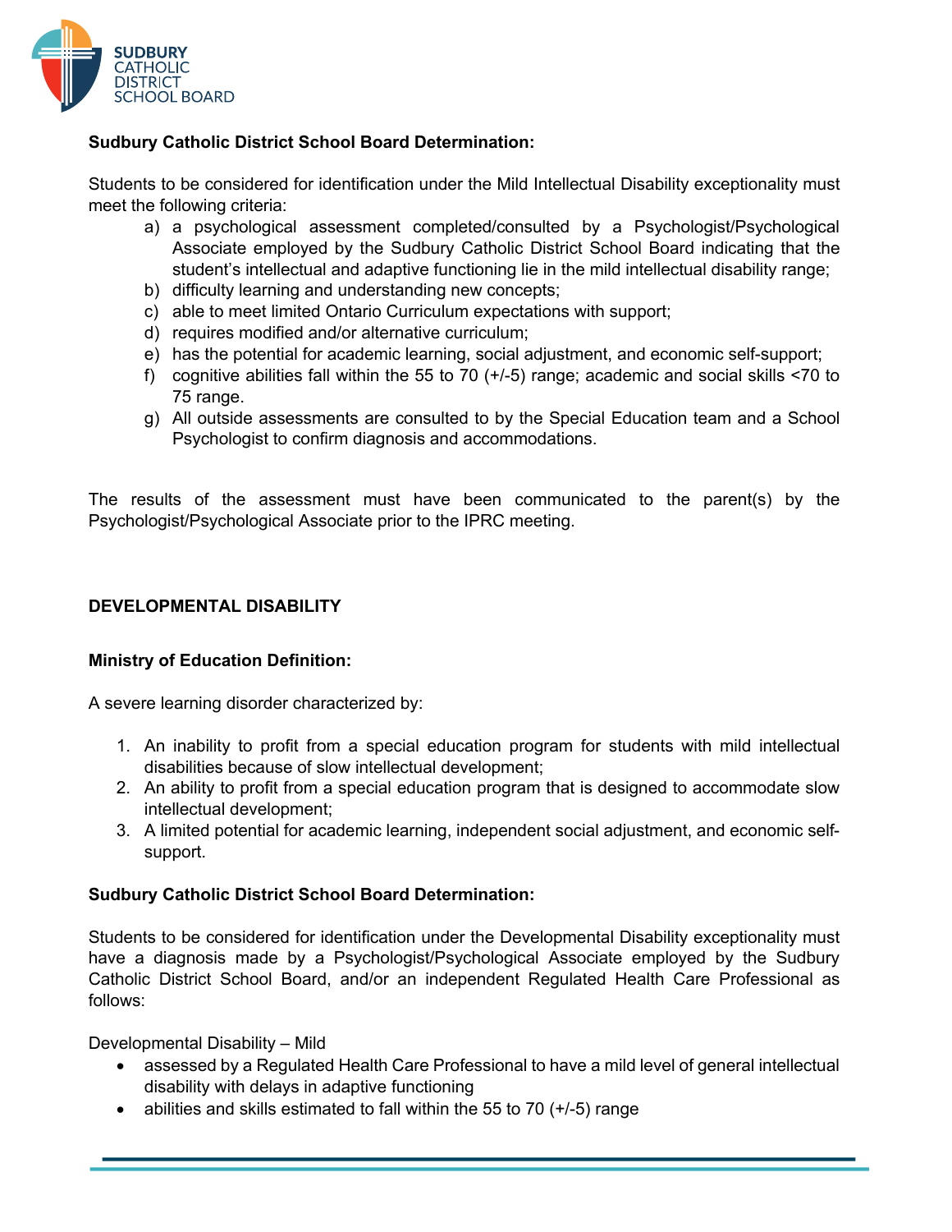**Sudbury Catholic District School Board Determination:**

Students to be considered for identification under the Mild Intellectual Disability exceptionality must meet the following criteria:

a) a psychological assessment completed/consulted by a Psychologist/Psychological Associate employed by the Sudbury Catholic District School Board indicating that the student's intellectual and adaptive functioning lie in the mild intellectual disability range;
b) difficulty learning and understanding new concepts;
c) able to meet limited Ontario Curriculum expectations with support;
d) requires modified and/or alternative curriculum;
e) has the potential for academic learning, social adjustment, and economic self-support;
f) cognitive abilities fall within the 55 to 70 (+/-5) range; academic and social skills <70 to 75 range.
g) All outside assessments are consulted to by the Special Education team and a School Psychologist to confirm diagnosis and accommodations.

The results of the assessment must have been communicated to the parent(s) by the Psychologist/Psychological Associate prior to the IPRC meeting.

## DEVELOPMENTAL DISABILITY

**Ministry of Education Definition:**

A severe learning disorder characterized by:

1. An inability to profit from a special education program for students with mild intellectual disabilities because of slow intellectual development;
2. An ability to profit from a special education program that is designed to accommodate slow intellectual development;
3. A limited potential for academic learning, independent social adjustment, and economic self-support.

**Sudbury Catholic District School Board Determination:**

Students to be considered for identification under the Developmental Disability exceptionality must have a diagnosis made by a Psychologist/Psychological Associate employed by the Sudbury Catholic District School Board, and/or an independent Regulated Health Care Professional as follows:

Developmental Disability – Mild

- assessed by a Regulated Health Care Professional to have a mild level of general intellectual disability with delays in adaptive functioning
- abilities and skills estimated to fall within the 55 to 70 (+/-5) range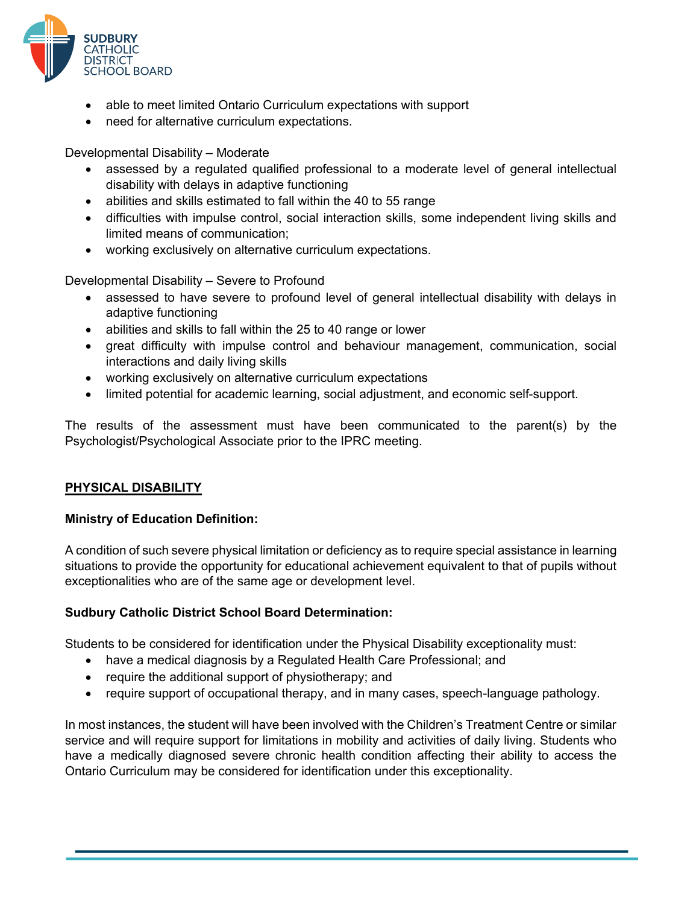- able to meet limited Ontario Curriculum expectations with support
- need for alternative curriculum expectations.

Developmental Disability – Moderate

- assessed by a regulated qualified professional to a moderate level of general intellectual disability with delays in adaptive functioning
- abilities and skills estimated to fall within the 40 to 55 range
- difficulties with impulse control, social interaction skills, some independent living skills and limited means of communication;
- working exclusively on alternative curriculum expectations.

Developmental Disability – Severe to Profound

- assessed to have severe to profound level of general intellectual disability with delays in adaptive functioning
- abilities and skills to fall within the 25 to 40 range or lower
- great difficulty with impulse control and behaviour management, communication, social interactions and daily living skills
- working exclusively on alternative curriculum expectations
- limited potential for academic learning, social adjustment, and economic self-support.

The results of the assessment must have been communicated to the parent(s) by the Psychologist/Psychological Associate prior to the IPRC meeting.

## PHYSICAL DISABILITY

**Ministry of Education Definition:**

A condition of such severe physical limitation or deficiency as to require special assistance in learning situations to provide the opportunity for educational achievement equivalent to that of pupils without exceptionalities who are of the same age or development level.

**Sudbury Catholic District School Board Determination:**

Students to be considered for identification under the Physical Disability exceptionality must:

- have a medical diagnosis by a Regulated Health Care Professional; and
- require the additional support of physiotherapy; and
- require support of occupational therapy, and in many cases, speech-language pathology.

In most instances, the student will have been involved with the Children's Treatment Centre or similar service and will require support for limitations in mobility and activities of daily living. Students who have a medically diagnosed severe chronic health condition affecting their ability to access the Ontario Curriculum may be considered for identification under this exceptionality.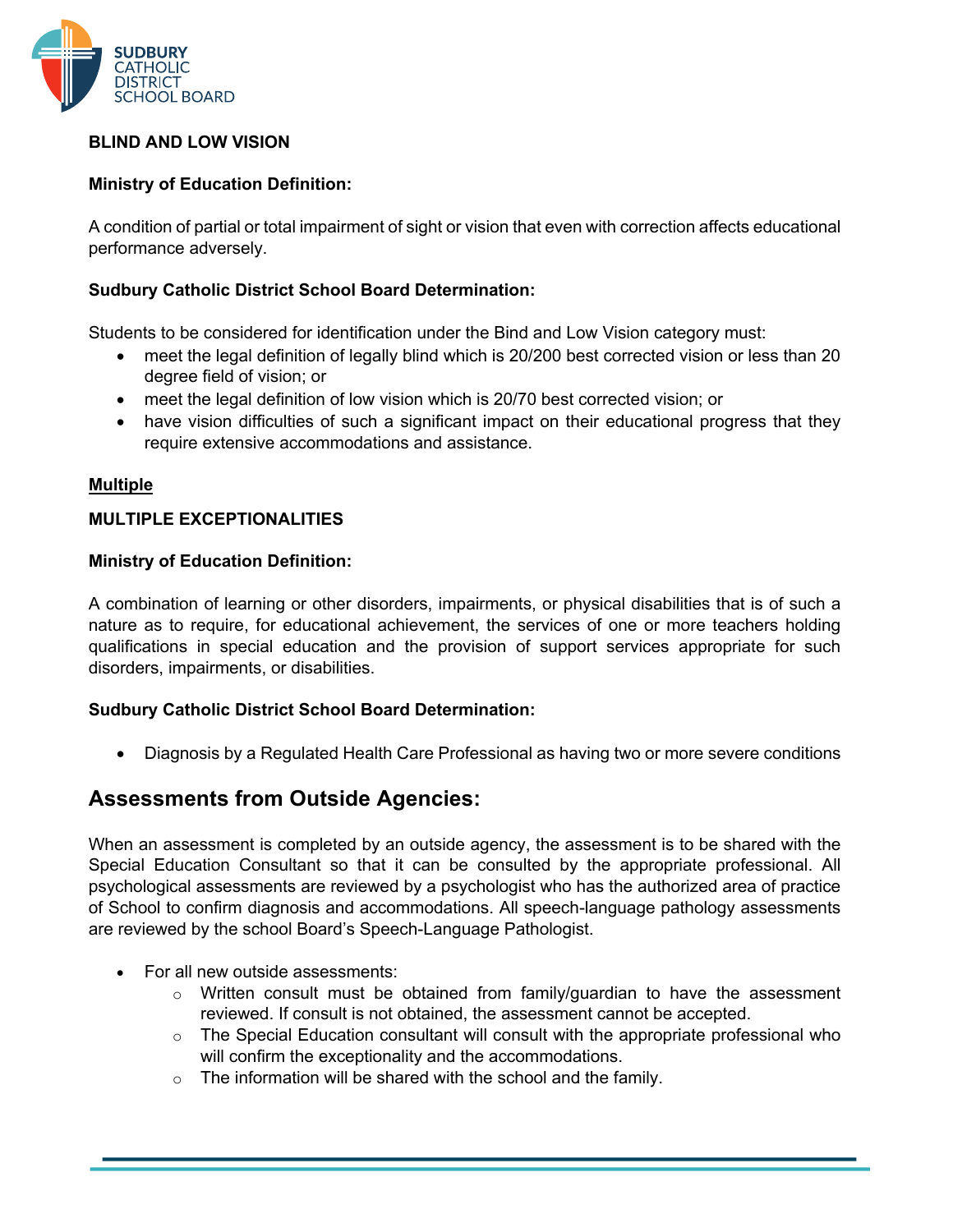**BLIND AND LOW VISION**

**Ministry of Education Definition:**

A condition of partial or total impairment of sight or vision that even with correction affects educational performance adversely.

**Sudbury Catholic District School Board Determination:**

Students to be considered for identification under the Bind and Low Vision category must:

- meet the legal definition of legally blind which is 20/200 best corrected vision or less than 20 degree field of vision; or
- meet the legal definition of low vision which is 20/70 best corrected vision; or
- have vision difficulties of such a significant impact on their educational progress that they require extensive accommodations and assistance.

**<u>Multiple</u>**

**MULTIPLE EXCEPTIONALITIES**

**Ministry of Education Definition:**

A combination of learning or other disorders, impairments, or physical disabilities that is of such a nature as to require, for educational achievement, the services of one or more teachers holding qualifications in special education and the provision of support services appropriate for such disorders, impairments, or disabilities.

**Sudbury Catholic District School Board Determination:**

- Diagnosis by a Regulated Health Care Professional as having two or more severe conditions

## Assessments from Outside Agencies:

When an assessment is completed by an outside agency, the assessment is to be shared with the Special Education Consultant so that it can be consulted by the appropriate professional. All psychological assessments are reviewed by a psychologist who has the authorized area of practice of School to confirm diagnosis and accommodations. All speech-language pathology assessments are reviewed by the school Board's Speech-Language Pathologist.

- For all new outside assessments:
  - Written consult must be obtained from family/guardian to have the assessment reviewed. If consult is not obtained, the assessment cannot be accepted.
  - The Special Education consultant will consult with the appropriate professional who will confirm the exceptionality and the accommodations.
  - The information will be shared with the school and the family.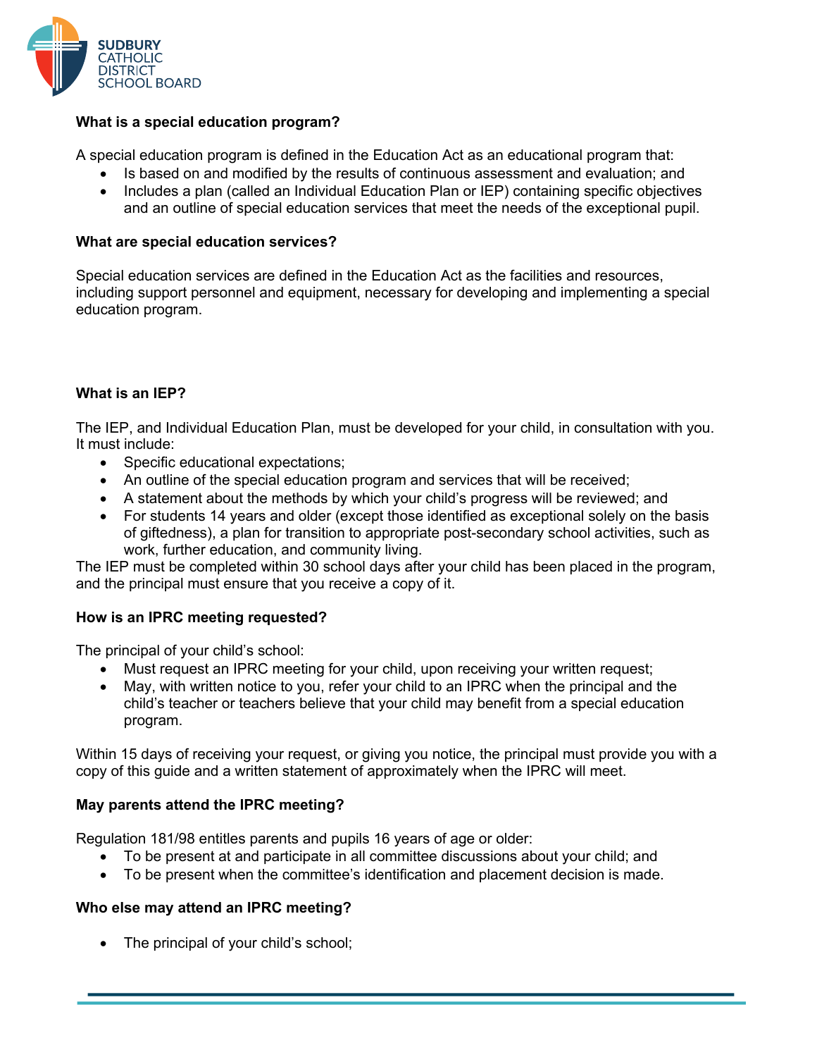**What is a special education program?**

A special education program is defined in the Education Act as an educational program that:

- Is based on and modified by the results of continuous assessment and evaluation; and
- Includes a plan (called an Individual Education Plan or IEP) containing specific objectives and an outline of special education services that meet the needs of the exceptional pupil.

**What are special education services?**

Special education services are defined in the Education Act as the facilities and resources, including support personnel and equipment, necessary for developing and implementing a special education program.

**What is an IEP?**

The IEP, and Individual Education Plan, must be developed for your child, in consultation with you. It must include:

- Specific educational expectations;
- An outline of the special education program and services that will be received;
- A statement about the methods by which your child's progress will be reviewed; and
- For students 14 years and older (except those identified as exceptional solely on the basis of giftedness), a plan for transition to appropriate post-secondary school activities, such as work, further education, and community living.

The IEP must be completed within 30 school days after your child has been placed in the program, and the principal must ensure that you receive a copy of it.

**How is an IPRC meeting requested?**

The principal of your child's school:

- Must request an IPRC meeting for your child, upon receiving your written request;
- May, with written notice to you, refer your child to an IPRC when the principal and the child's teacher or teachers believe that your child may benefit from a special education program.

Within 15 days of receiving your request, or giving you notice, the principal must provide you with a copy of this guide and a written statement of approximately when the IPRC will meet.

**May parents attend the IPRC meeting?**

Regulation 181/98 entitles parents and pupils 16 years of age or older:

- To be present at and participate in all committee discussions about your child; and
- To be present when the committee's identification and placement decision is made.

**Who else may attend an IPRC meeting?**

- The principal of your child's school;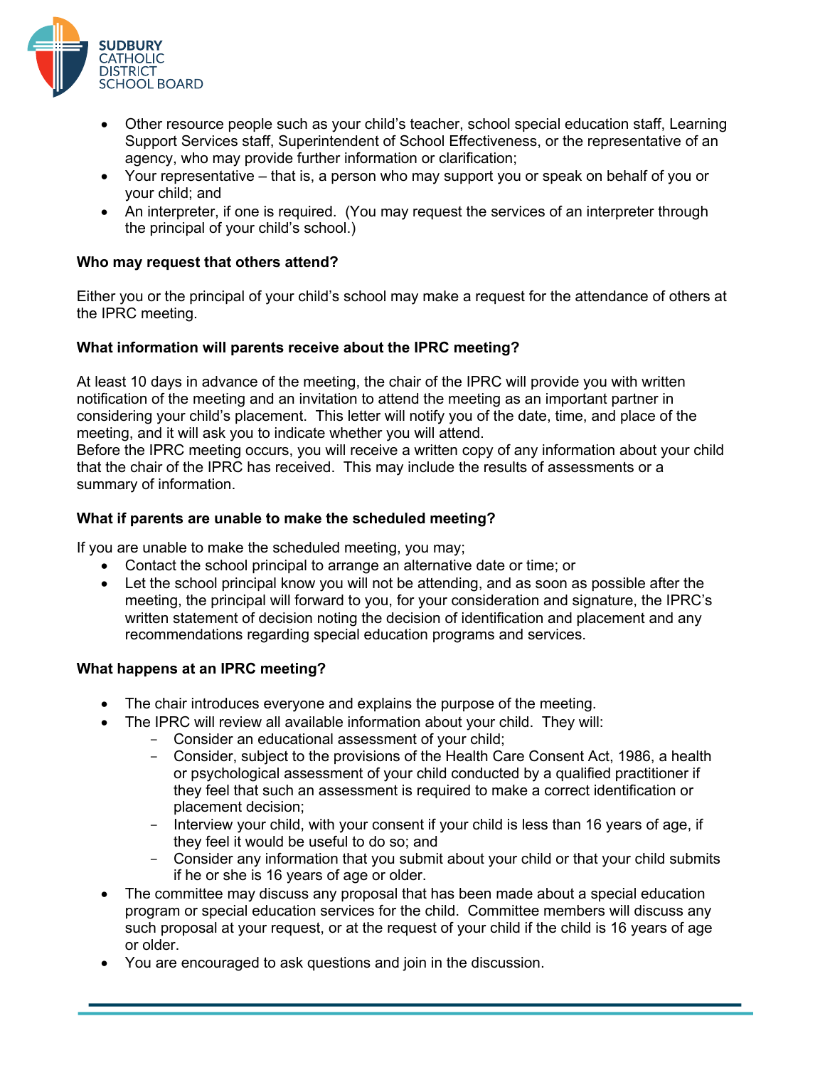- Other resource people such as your child's teacher, school special education staff, Learning Support Services staff, Superintendent of School Effectiveness, or the representative of an agency, who may provide further information or clarification;
- Your representative – that is, a person who may support you or speak on behalf of you or your child; and
- An interpreter, if one is required. (You may request the services of an interpreter through the principal of your child's school.)

**Who may request that others attend?**

Either you or the principal of your child's school may make a request for the attendance of others at the IPRC meeting.

**What information will parents receive about the IPRC meeting?**

At least 10 days in advance of the meeting, the chair of the IPRC will provide you with written notification of the meeting and an invitation to attend the meeting as an important partner in considering your child's placement. This letter will notify you of the date, time, and place of the meeting, and it will ask you to indicate whether you will attend.
Before the IPRC meeting occurs, you will receive a written copy of any information about your child that the chair of the IPRC has received. This may include the results of assessments or a summary of information.

**What if parents are unable to make the scheduled meeting?**

If you are unable to make the scheduled meeting, you may;

- Contact the school principal to arrange an alternative date or time; or
- Let the school principal know you will not be attending, and as soon as possible after the meeting, the principal will forward to you, for your consideration and signature, the IPRC's written statement of decision noting the decision of identification and placement and any recommendations regarding special education programs and services.

**What happens at an IPRC meeting?**

- The chair introduces everyone and explains the purpose of the meeting.
- The IPRC will review all available information about your child. They will:
  - Consider an educational assessment of your child;
  - Consider, subject to the provisions of the Health Care Consent Act, 1986, a health or psychological assessment of your child conducted by a qualified practitioner if they feel that such an assessment is required to make a correct identification or placement decision;
  - Interview your child, with your consent if your child is less than 16 years of age, if they feel it would be useful to do so; and
  - Consider any information that you submit about your child or that your child submits if he or she is 16 years of age or older.
- The committee may discuss any proposal that has been made about a special education program or special education services for the child. Committee members will discuss any such proposal at your request, or at the request of your child if the child is 16 years of age or older.
- You are encouraged to ask questions and join in the discussion.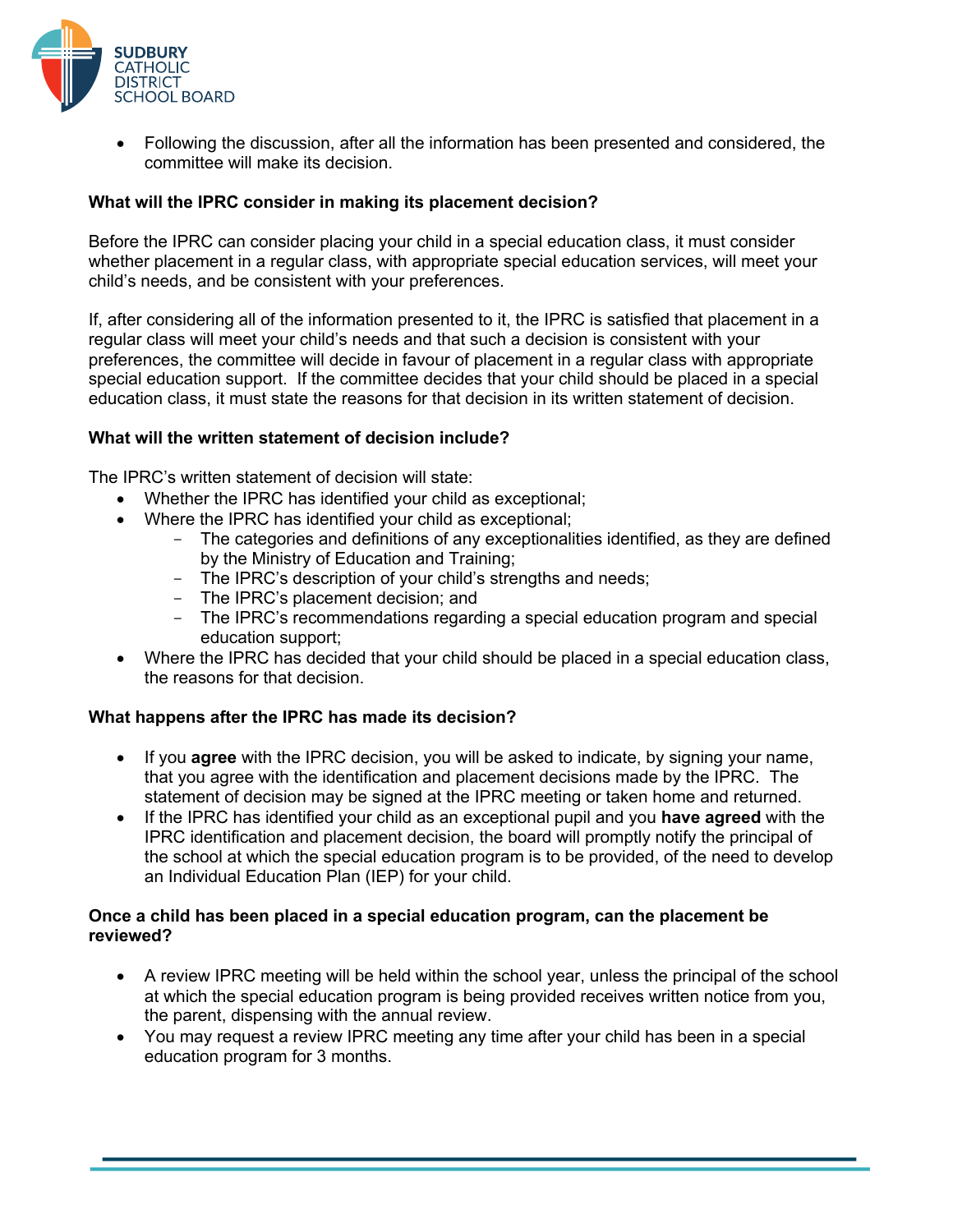- Following the discussion, after all the information has been presented and considered, the committee will make its decision.

**What will the IPRC consider in making its placement decision?**

Before the IPRC can consider placing your child in a special education class, it must consider whether placement in a regular class, with appropriate special education services, will meet your child's needs, and be consistent with your preferences.

If, after considering all of the information presented to it, the IPRC is satisfied that placement in a regular class will meet your child's needs and that such a decision is consistent with your preferences, the committee will decide in favour of placement in a regular class with appropriate special education support. If the committee decides that your child should be placed in a special education class, it must state the reasons for that decision in its written statement of decision.

**What will the written statement of decision include?**

The IPRC's written statement of decision will state:

- Whether the IPRC has identified your child as exceptional;
- Where the IPRC has identified your child as exceptional;
  - The categories and definitions of any exceptionalities identified, as they are defined by the Ministry of Education and Training;
  - The IPRC's description of your child's strengths and needs;
  - The IPRC's placement decision; and
  - The IPRC's recommendations regarding a special education program and special education support;
- Where the IPRC has decided that your child should be placed in a special education class, the reasons for that decision.

**What happens after the IPRC has made its decision?**

- If you **agree** with the IPRC decision, you will be asked to indicate, by signing your name, that you agree with the identification and placement decisions made by the IPRC. The statement of decision may be signed at the IPRC meeting or taken home and returned.
- If the IPRC has identified your child as an exceptional pupil and you **have agreed** with the IPRC identification and placement decision, the board will promptly notify the principal of the school at which the special education program is to be provided, of the need to develop an Individual Education Plan (IEP) for your child.

**Once a child has been placed in a special education program, can the placement be reviewed?**

- A review IPRC meeting will be held within the school year, unless the principal of the school at which the special education program is being provided receives written notice from you, the parent, dispensing with the annual review.
- You may request a review IPRC meeting any time after your child has been in a special education program for 3 months.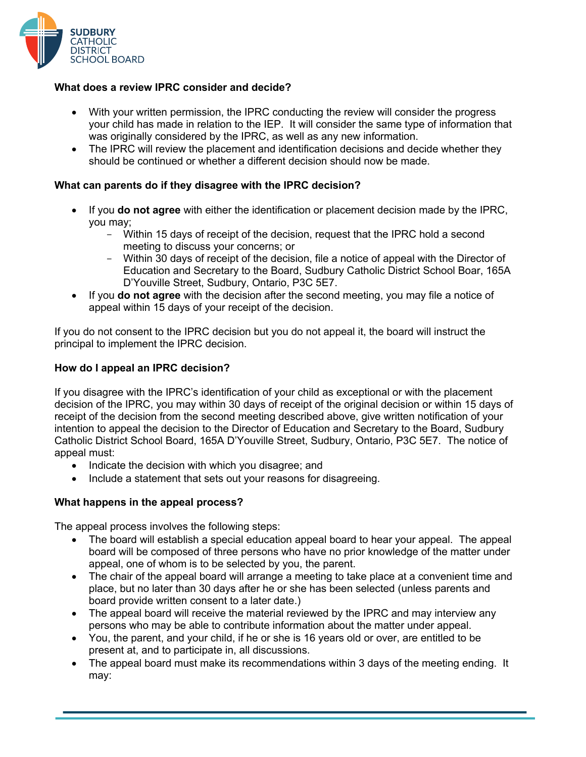**What does a review IPRC consider and decide?**

- With your written permission, the IPRC conducting the review will consider the progress your child has made in relation to the IEP. It will consider the same type of information that was originally considered by the IPRC, as well as any new information.
- The IPRC will review the placement and identification decisions and decide whether they should be continued or whether a different decision should now be made.

**What can parents do if they disagree with the IPRC decision?**

- If you **do not agree** with either the identification or placement decision made by the IPRC, you may;
  - Within 15 days of receipt of the decision, request that the IPRC hold a second meeting to discuss your concerns; or
  - Within 30 days of receipt of the decision, file a notice of appeal with the Director of Education and Secretary to the Board, Sudbury Catholic District School Boar, 165A D'Youville Street, Sudbury, Ontario, P3C 5E7.
- If you **do not agree** with the decision after the second meeting, you may file a notice of appeal within 15 days of your receipt of the decision.

If you do not consent to the IPRC decision but you do not appeal it, the board will instruct the principal to implement the IPRC decision.

**How do I appeal an IPRC decision?**

If you disagree with the IPRC's identification of your child as exceptional or with the placement decision of the IPRC, you may within 30 days of receipt of the original decision or within 15 days of receipt of the decision from the second meeting described above, give written notification of your intention to appeal the decision to the Director of Education and Secretary to the Board, Sudbury Catholic District School Board, 165A D'Youville Street, Sudbury, Ontario, P3C 5E7. The notice of appeal must:

- Indicate the decision with which you disagree; and
- Include a statement that sets out your reasons for disagreeing.

**What happens in the appeal process?**

The appeal process involves the following steps:

- The board will establish a special education appeal board to hear your appeal. The appeal board will be composed of three persons who have no prior knowledge of the matter under appeal, one of whom is to be selected by you, the parent.
- The chair of the appeal board will arrange a meeting to take place at a convenient time and place, but no later than 30 days after he or she has been selected (unless parents and board provide written consent to a later date.)
- The appeal board will receive the material reviewed by the IPRC and may interview any persons who may be able to contribute information about the matter under appeal.
- You, the parent, and your child, if he or she is 16 years old or over, are entitled to be present at, and to participate in, all discussions.
- The appeal board must make its recommendations within 3 days of the meeting ending. It may: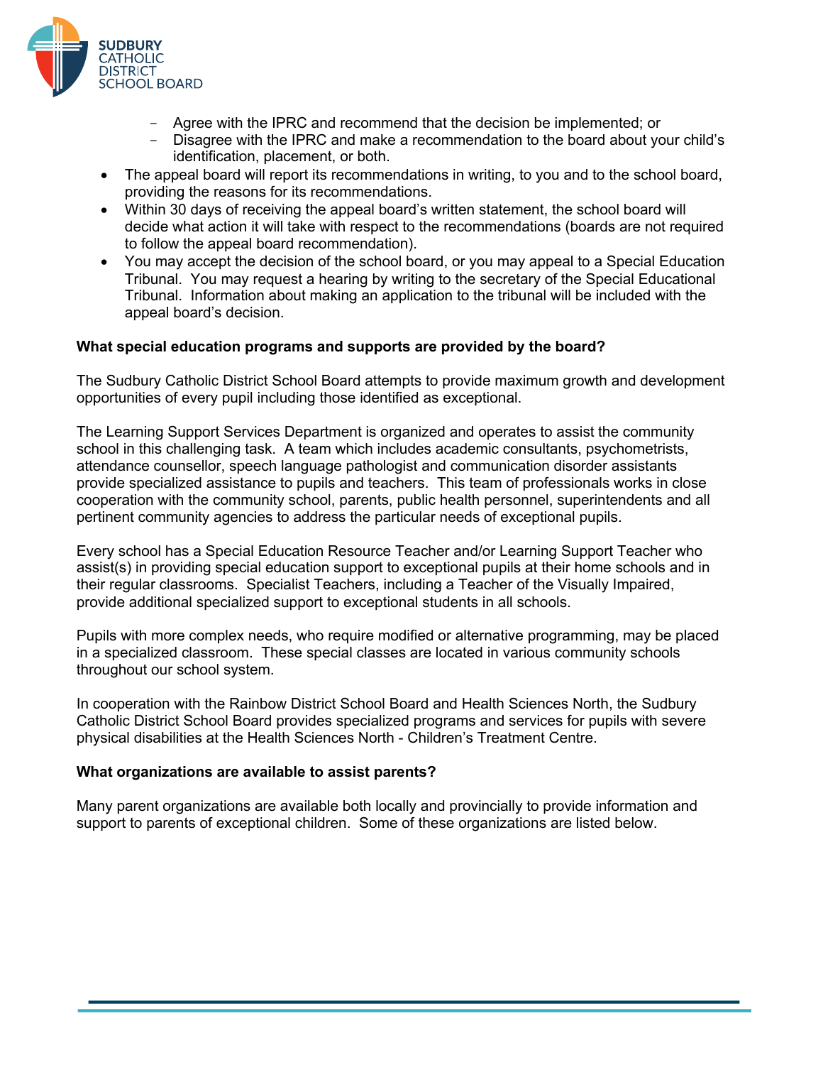- Agree with the IPRC and recommend that the decision be implemented; or
  - Disagree with the IPRC and make a recommendation to the board about your child's identification, placement, or both.
- The appeal board will report its recommendations in writing, to you and to the school board, providing the reasons for its recommendations.
- Within 30 days of receiving the appeal board's written statement, the school board will decide what action it will take with respect to the recommendations (boards are not required to follow the appeal board recommendation).
- You may accept the decision of the school board, or you may appeal to a Special Education Tribunal. You may request a hearing by writing to the secretary of the Special Educational Tribunal. Information about making an application to the tribunal will be included with the appeal board's decision.

**What special education programs and supports are provided by the board?**

The Sudbury Catholic District School Board attempts to provide maximum growth and development opportunities of every pupil including those identified as exceptional.

The Learning Support Services Department is organized and operates to assist the community school in this challenging task. A team which includes academic consultants, psychometrists, attendance counsellor, speech language pathologist and communication disorder assistants provide specialized assistance to pupils and teachers. This team of professionals works in close cooperation with the community school, parents, public health personnel, superintendents and all pertinent community agencies to address the particular needs of exceptional pupils.

Every school has a Special Education Resource Teacher and/or Learning Support Teacher who assist(s) in providing special education support to exceptional pupils at their home schools and in their regular classrooms. Specialist Teachers, including a Teacher of the Visually Impaired, provide additional specialized support to exceptional students in all schools.

Pupils with more complex needs, who require modified or alternative programming, may be placed in a specialized classroom. These special classes are located in various community schools throughout our school system.

In cooperation with the Rainbow District School Board and Health Sciences North, the Sudbury Catholic District School Board provides specialized programs and services for pupils with severe physical disabilities at the Health Sciences North - Children's Treatment Centre.

**What organizations are available to assist parents?**

Many parent organizations are available both locally and provincially to provide information and support to parents of exceptional children. Some of these organizations are listed below.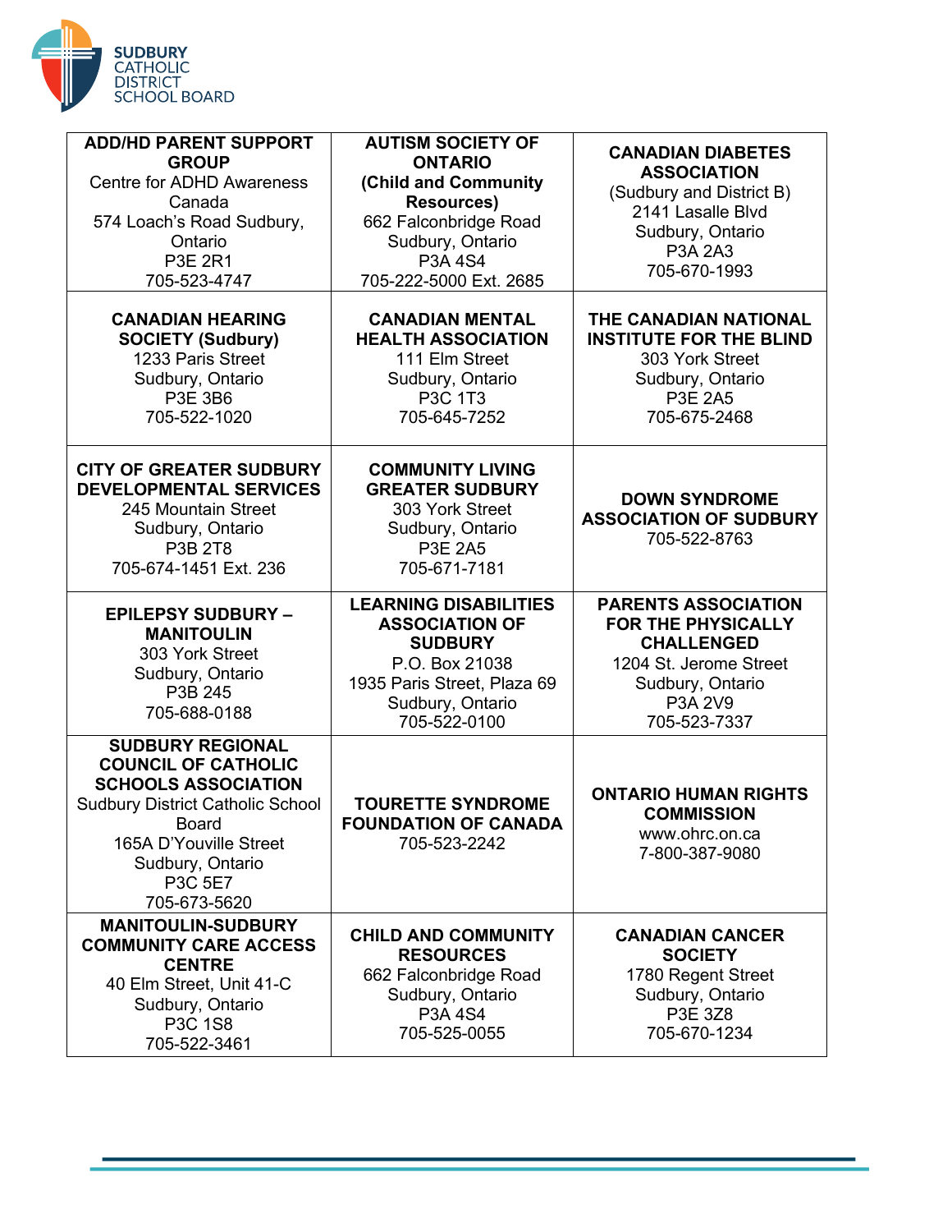| ADD/HD PARENT SUPPORT GROUP<br>Centre for ADHD Awareness Canada<br>574 Loach's Road Sudbury, Ontario<br>P3E 2R1<br>705-523-4747 | AUTISM SOCIETY OF ONTARIO<br>(Child and Community Resources)<br>662 Falconbridge Road<br>Sudbury, Ontario<br>P3A 4S4<br>705-222-5000 Ext. 2685 | CANADIAN DIABETES ASSOCIATION<br>(Sudbury and District B)<br>2141 Lasalle Blvd<br>Sudbury, Ontario<br>P3A 2A3<br>705-670-1993 |
|---|---|---|
| **CANADIAN HEARING SOCIETY (Sudbury)**<br>1233 Paris Street<br>Sudbury, Ontario<br>P3E 3B6<br>705-522-1020 | **CANADIAN MENTAL HEALTH ASSOCIATION**<br>111 Elm Street<br>Sudbury, Ontario<br>P3C 1T3<br>705-645-7252 | **THE CANADIAN NATIONAL INSTITUTE FOR THE BLIND**<br>303 York Street<br>Sudbury, Ontario<br>P3E 2A5<br>705-675-2468 |
| **CITY OF GREATER SUDBURY DEVELOPMENTAL SERVICES**<br>245 Mountain Street<br>Sudbury, Ontario<br>P3B 2T8<br>705-674-1451 Ext. 236 | **COMMUNITY LIVING GREATER SUDBURY**<br>303 York Street<br>Sudbury, Ontario<br>P3E 2A5<br>705-671-7181 | **DOWN SYNDROME ASSOCIATION OF SUDBURY**<br>705-522-8763 |
| **EPILEPSY SUDBURY – MANITOULIN**<br>303 York Street<br>Sudbury, Ontario<br>P3B 245<br>705-688-0188 | **LEARNING DISABILITIES ASSOCIATION OF SUDBURY**<br>P.O. Box 21038<br>1935 Paris Street, Plaza 69<br>Sudbury, Ontario<br>705-522-0100 | **PARENTS ASSOCIATION FOR THE PHYSICALLY CHALLENGED**<br>1204 St. Jerome Street<br>Sudbury, Ontario<br>P3A 2V9<br>705-523-7337 |
| **SUDBURY REGIONAL COUNCIL OF CATHOLIC SCHOOLS ASSOCIATION**<br>Sudbury District Catholic School Board<br>165A D'Youville Street<br>Sudbury, Ontario<br>P3C 5E7<br>705-673-5620 | **TOURETTE SYNDROME FOUNDATION OF CANADA**<br>705-523-2242 | **ONTARIO HUMAN RIGHTS COMMISSION**<br>www.ohrc.on.ca<br>7-800-387-9080 |
| **MANITOULIN-SUDBURY COMMUNITY CARE ACCESS CENTRE**<br>40 Elm Street, Unit 41-C<br>Sudbury, Ontario<br>P3C 1S8<br>705-522-3461 | **CHILD AND COMMUNITY RESOURCES**<br>662 Falconbridge Road<br>Sudbury, Ontario<br>P3A 4S4<br>705-525-0055 | **CANADIAN CANCER SOCIETY**<br>1780 Regent Street<br>Sudbury, Ontario<br>P3E 3Z8<br>705-670-1234 |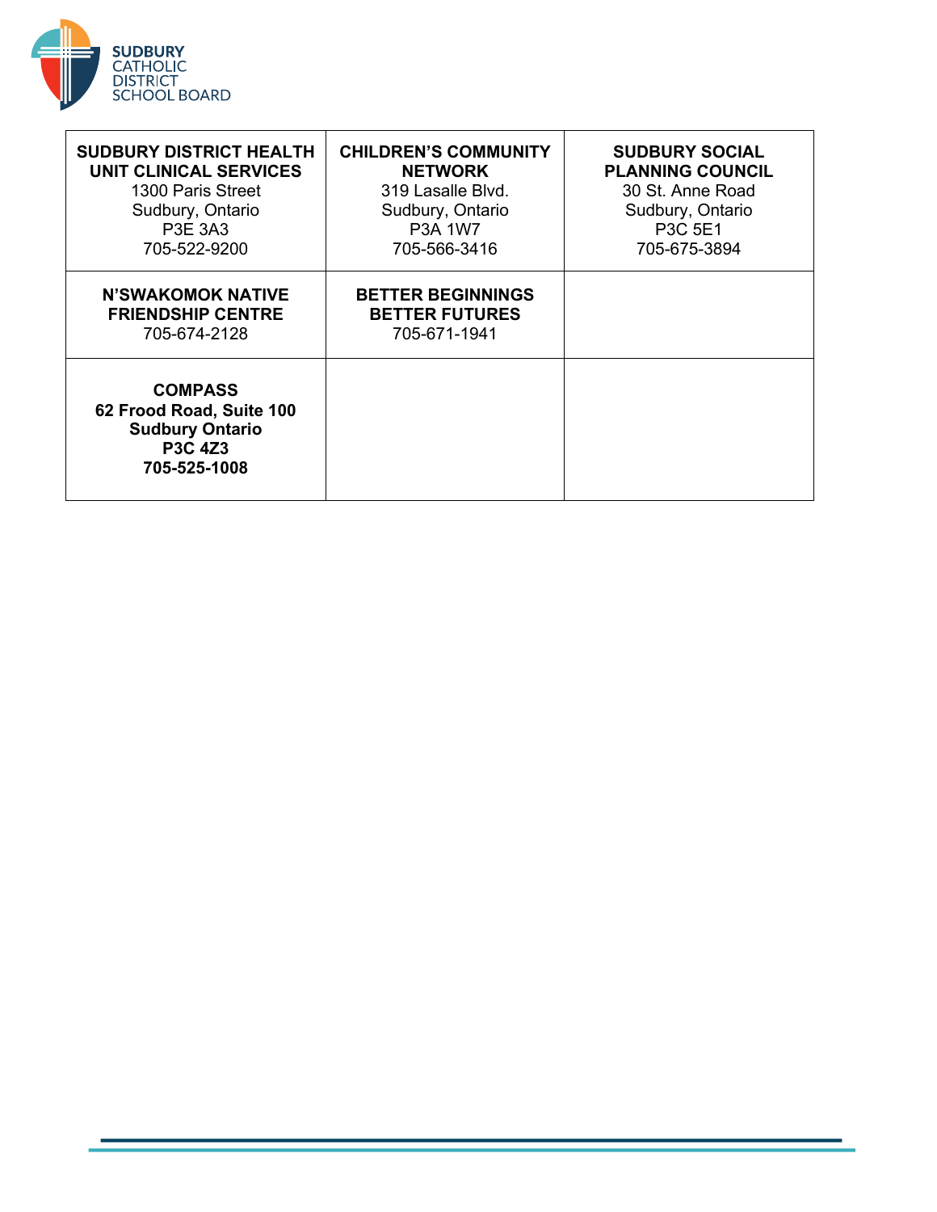| **SUDBURY DISTRICT HEALTH UNIT CLINICAL SERVICES**<br>1300 Paris Street<br>Sudbury, Ontario<br>P3E 3A3<br>705-522-9200 | **CHILDREN'S COMMUNITY NETWORK**<br>319 Lasalle Blvd.<br>Sudbury, Ontario<br>P3A 1W7<br>705-566-3416 | **SUDBURY SOCIAL PLANNING COUNCIL**<br>30 St. Anne Road<br>Sudbury, Ontario<br>P3C 5E1<br>705-675-3894 |
|---|---|---|
| **N'SWAKOMOK NATIVE FRIENDSHIP CENTRE**<br>705-674-2128 | **BETTER BEGINNINGS BETTER FUTURES**<br>705-671-1941 | |
| **COMPASS**<br>**62 Frood Road, Suite 100**<br>**Sudbury Ontario**<br>**P3C 4Z3**<br>**705-525-1008** | | |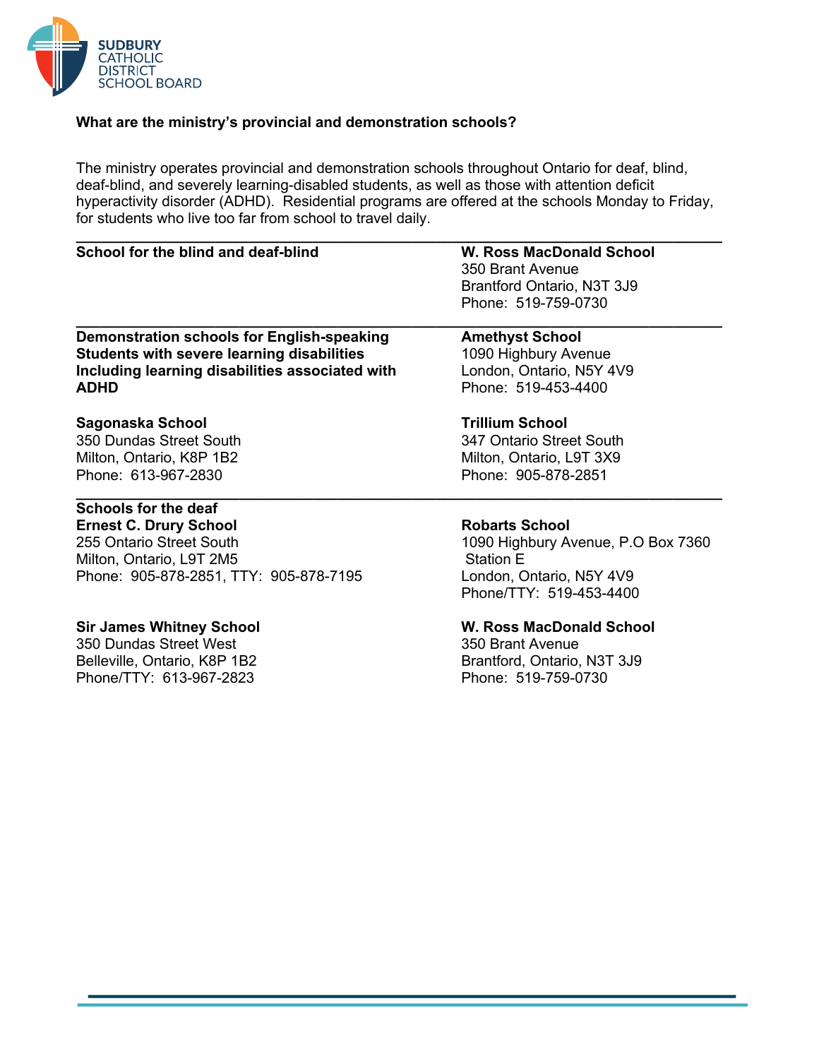**What are the ministry's provincial and demonstration schools?**

The ministry operates provincial and demonstration schools throughout Ontario for deaf, blind, deaf-blind, and severely learning-disabled students, as well as those with attention deficit hyperactivity disorder (ADHD). Residential programs are offered at the schools Monday to Friday, for students who live too far from school to travel daily.

---

**School for the blind and deaf-blind**

**W. Ross MacDonald School**
350 Brant Avenue
Brantford Ontario, N3T 3J9
Phone: 519-759-0730

---

**Demonstration schools for English-speaking Students with severe learning disabilities Including learning disabilities associated with ADHD**

**Amethyst School**
1090 Highbury Avenue
London, Ontario, N5Y 4V9
Phone: 519-453-4400

**Sagonaska School**
350 Dundas Street South
Milton, Ontario, K8P 1B2
Phone: 613-967-2830

**Trillium School**
347 Ontario Street South
Milton, Ontario, L9T 3X9
Phone: 905-878-2851

---

**Schools for the deaf**

**Ernest C. Drury School**
255 Ontario Street South
Milton, Ontario, L9T 2M5
Phone: 905-878-2851, TTY: 905-878-7195

**Robarts School**
1090 Highbury Avenue, P.O Box 7360
Station E
London, Ontario, N5Y 4V9
Phone/TTY: 519-453-4400

**Sir James Whitney School**
350 Dundas Street West
Belleville, Ontario, K8P 1B2
Phone/TTY: 613-967-2823

**W. Ross MacDonald School**
350 Brant Avenue
Brantford, Ontario, N3T 3J9
Phone: 519-759-0730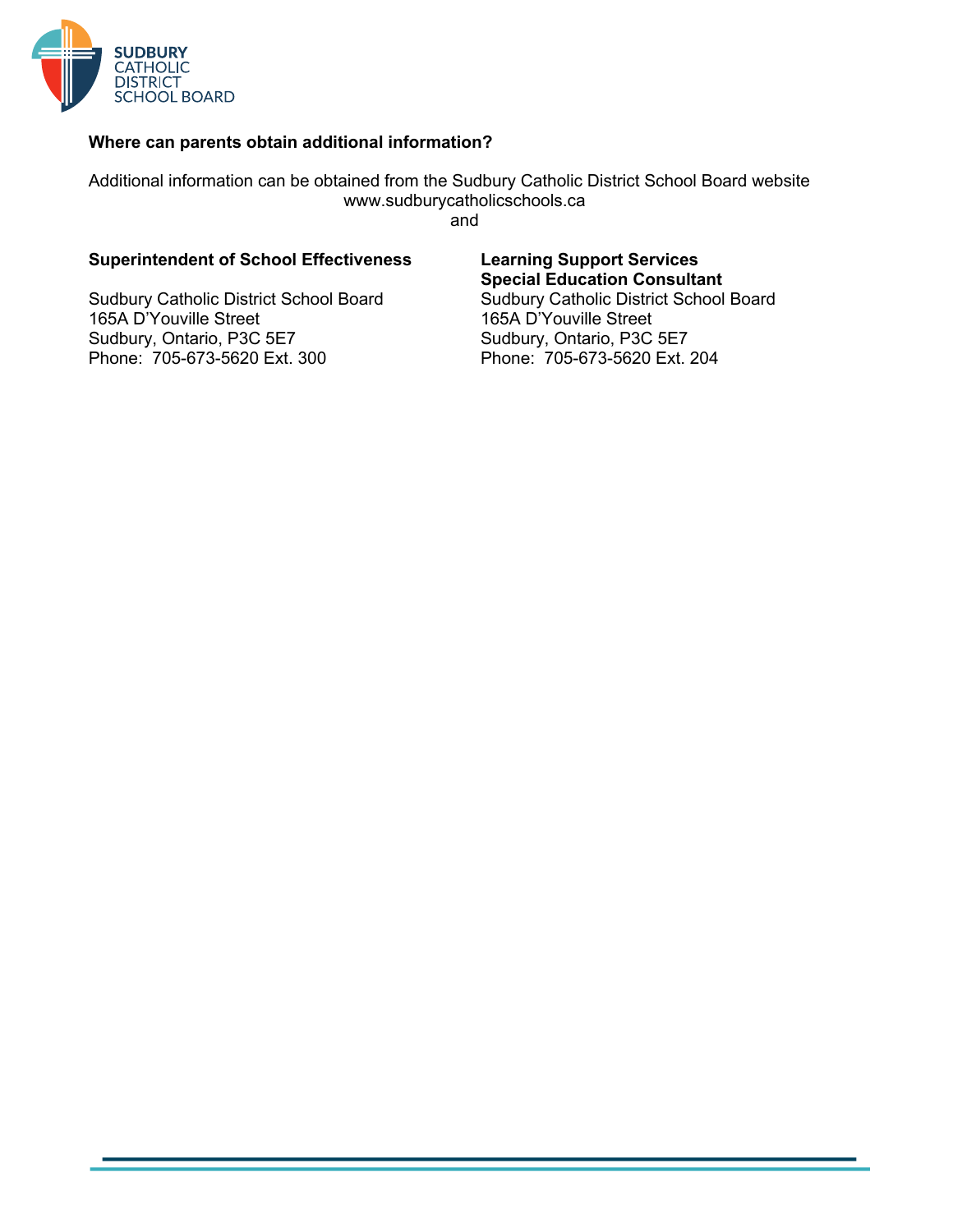**Where can parents obtain additional information?**

Additional information can be obtained from the Sudbury Catholic District School Board website
www.sudburycatholicschools.ca
and

**Superintendent of School Effectiveness**

Sudbury Catholic District School Board
165A D'Youville Street
Sudbury, Ontario, P3C 5E7
Phone: 705-673-5620 Ext. 300

**Learning Support Services**
**Special Education Consultant**

Sudbury Catholic District School Board
165A D'Youville Street
Sudbury, Ontario, P3C 5E7
Phone: 705-673-5620 Ext. 204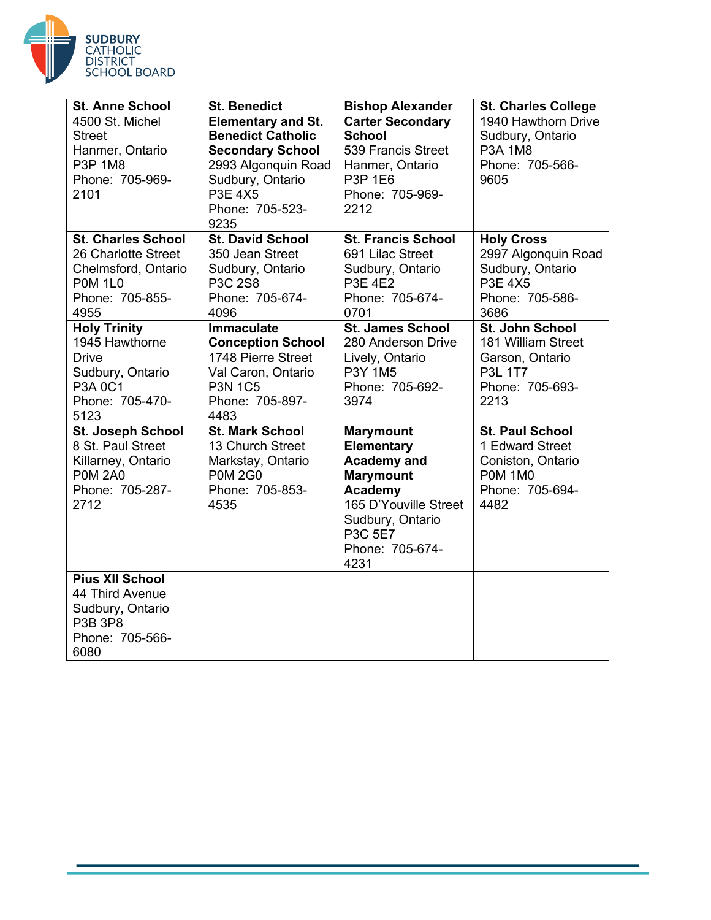| **St. Anne School**<br>4500 St. Michel Street<br>Hanmer, Ontario<br>P3P 1M8<br>Phone: 705-969-2101 | **St. Benedict Elementary and St. Benedict Catholic Secondary School**<br>2993 Algonquin Road<br>Sudbury, Ontario<br>P3E 4X5<br>Phone: 705-523-9235 | **Bishop Alexander Carter Secondary School**<br>539 Francis Street<br>Hanmer, Ontario<br>P3P 1E6<br>Phone: 705-969-2212 | **St. Charles College**<br>1940 Hawthorn Drive<br>Sudbury, Ontario<br>P3A 1M8<br>Phone: 705-566-9605 |
|---|---|---|---|
| **St. Charles School**<br>26 Charlotte Street<br>Chelmsford, Ontario<br>P0M 1L0<br>Phone: 705-855-4955 | **St. David School**<br>350 Jean Street<br>Sudbury, Ontario<br>P3C 2S8<br>Phone: 705-674-4096 | **St. Francis School**<br>691 Lilac Street<br>Sudbury, Ontario<br>P3E 4E2<br>Phone: 705-674-0701 | **Holy Cross**<br>2997 Algonquin Road<br>Sudbury, Ontario<br>P3E 4X5<br>Phone: 705-586-3686 |
| **Holy Trinity**<br>1945 Hawthorne Drive<br>Sudbury, Ontario<br>P3A 0C1<br>Phone: 705-470-5123 | **Immaculate Conception School**<br>1748 Pierre Street<br>Val Caron, Ontario<br>P3N 1C5<br>Phone: 705-897-4483 | **St. James School**<br>280 Anderson Drive<br>Lively, Ontario<br>P3Y 1M5<br>Phone: 705-692-3974 | **St. John School**<br>181 William Street<br>Garson, Ontario<br>P3L 1T7<br>Phone: 705-693-2213 |
| **St. Joseph School**<br>8 St. Paul Street<br>Killarney, Ontario<br>P0M 2A0<br>Phone: 705-287-2712 | **St. Mark School**<br>13 Church Street<br>Markstay, Ontario<br>P0M 2G0<br>Phone: 705-853-4535 | **Marymount Elementary Academy and Marymount Academy**<br>165 D'Youville Street<br>Sudbury, Ontario<br>P3C 5E7<br>Phone: 705-674-4231 | **St. Paul School**<br>1 Edward Street<br>Coniston, Ontario<br>P0M 1M0<br>Phone: 705-694-4482 |
| **Pius XII School**<br>44 Third Avenue<br>Sudbury, Ontario<br>P3B 3P8<br>Phone: 705-566-6080 | | | |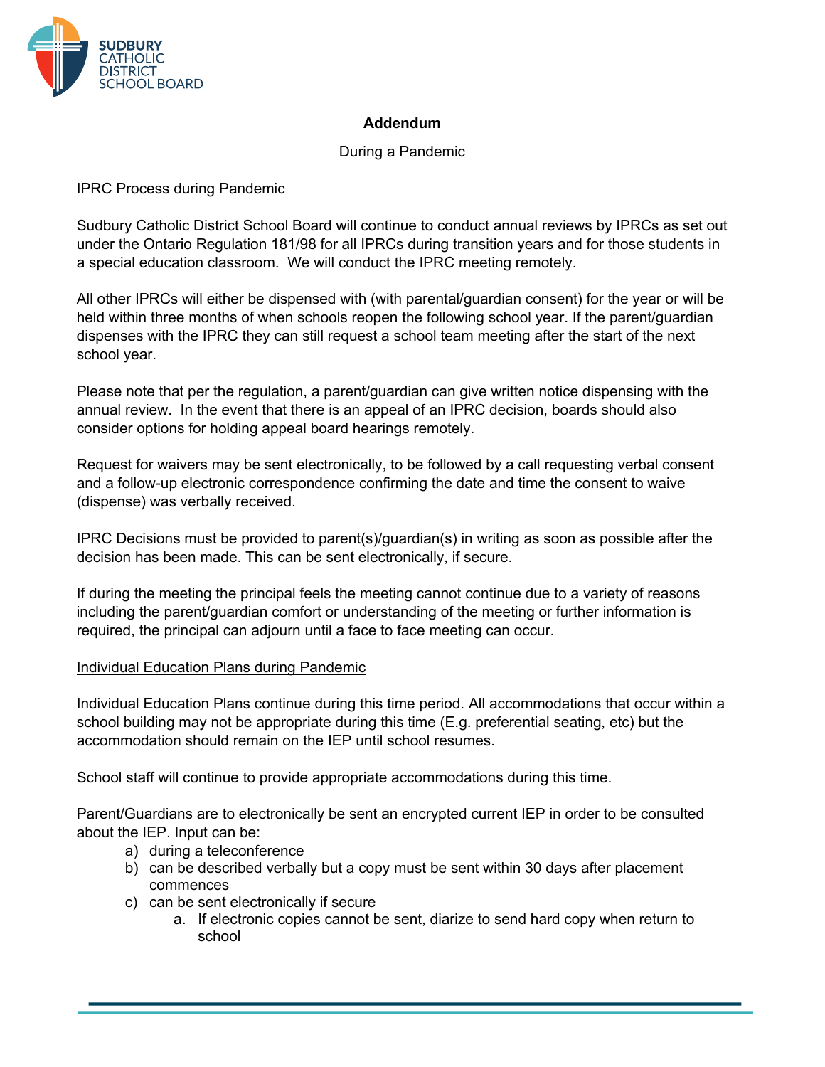# Addendum

During a Pandemic

## IPRC Process during Pandemic

Sudbury Catholic District School Board will continue to conduct annual reviews by IPRCs as set out under the Ontario Regulation 181/98 for all IPRCs during transition years and for those students in a special education classroom. We will conduct the IPRC meeting remotely.

All other IPRCs will either be dispensed with (with parental/guardian consent) for the year or will be held within three months of when schools reopen the following school year. If the parent/guardian dispenses with the IPRC they can still request a school team meeting after the start of the next school year.

Please note that per the regulation, a parent/guardian can give written notice dispensing with the annual review. In the event that there is an appeal of an IPRC decision, boards should also consider options for holding appeal board hearings remotely.

Request for waivers may be sent electronically, to be followed by a call requesting verbal consent and a follow-up electronic correspondence confirming the date and time the consent to waive (dispense) was verbally received.

IPRC Decisions must be provided to parent(s)/guardian(s) in writing as soon as possible after the decision has been made. This can be sent electronically, if secure.

If during the meeting the principal feels the meeting cannot continue due to a variety of reasons including the parent/guardian comfort or understanding of the meeting or further information is required, the principal can adjourn until a face to face meeting can occur.

## Individual Education Plans during Pandemic

Individual Education Plans continue during this time period. All accommodations that occur within a school building may not be appropriate during this time (E.g. preferential seating, etc) but the accommodation should remain on the IEP until school resumes.

School staff will continue to provide appropriate accommodations during this time.

Parent/Guardians are to electronically be sent an encrypted current IEP in order to be consulted about the IEP. Input can be:

a) during a teleconference
b) can be described verbally but a copy must be sent within 30 days after placement commences
c) can be sent electronically if secure
    a. If electronic copies cannot be sent, diarize to send hard copy when return to school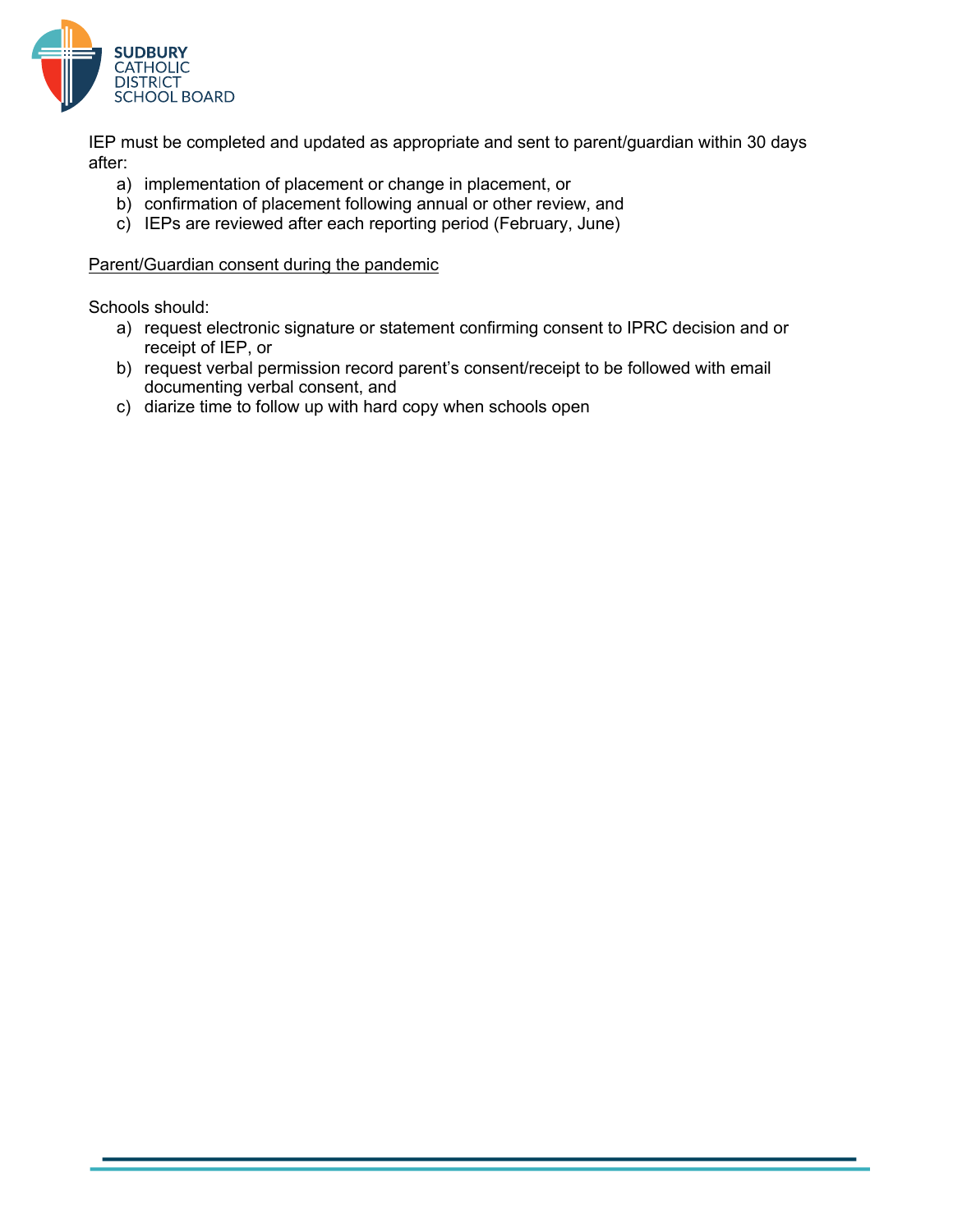IEP must be completed and updated as appropriate and sent to parent/guardian within 30 days after:

a) implementation of placement or change in placement, or
b) confirmation of placement following annual or other review, and
c) IEPs are reviewed after each reporting period (February, June)

<u>Parent/Guardian consent during the pandemic</u>

Schools should:

a) request electronic signature or statement confirming consent to IPRC decision and or receipt of IEP, or
b) request verbal permission record parent's consent/receipt to be followed with email documenting verbal consent, and
c) diarize time to follow up with hard copy when schools open